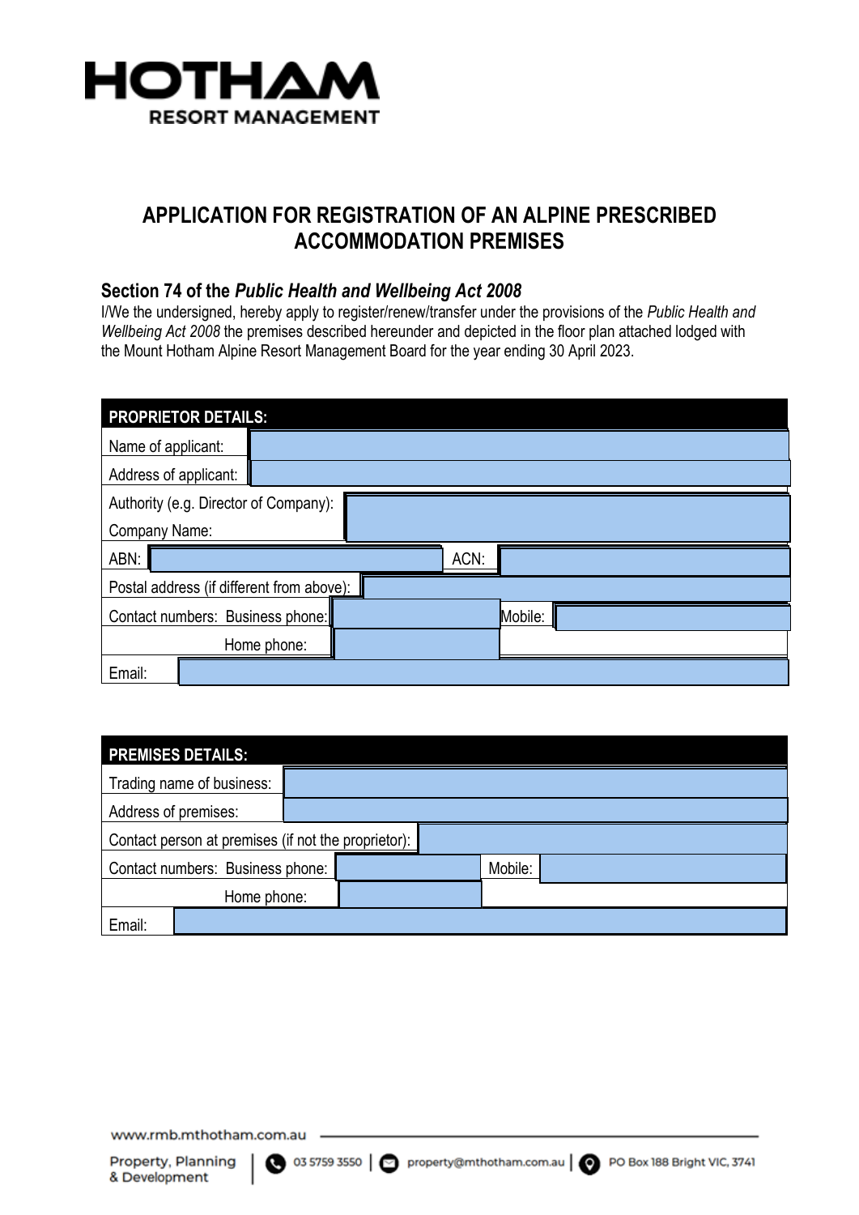HOTHAM
RESORT MANAGEMENT

# APPLICATION FOR REGISTRATION OF AN ALPINE PRESCRIBED ACCOMMODATION PREMISES

## Section 74 of the *Public Health and Wellbeing Act 2008*

I/We the undersigned, hereby apply to register/renew/transfer under the provisions of the *Public Health and Wellbeing Act 2008* the premises described hereunder and depicted in the floor plan attached lodged with the Mount Hotham Alpine Resort Management Board for the year ending 30 April 2023.

| PROPRIETOR DETAILS: | | | |
|---|---|---|---|
| Name of applicant: | | | |
| Address of applicant: | | | |
| Authority (e.g. Director of Company): | | | |
| Company Name: | | | |
| ABN: | | ACN: | |
| Postal address (if different from above): | | | |
| Contact numbers: Business phone: | | Mobile: | |
| Home phone: | | | |
| Email: | | | |

| PREMISES DETAILS: | | | |
|---|---|---|---|
| Trading name of business: | | | |
| Address of premises: | | | |
| Contact person at premises (if not the proprietor): | | | |
| Contact numbers: Business phone: | | Mobile: | |
| Home phone: | | | |
| Email: | | | |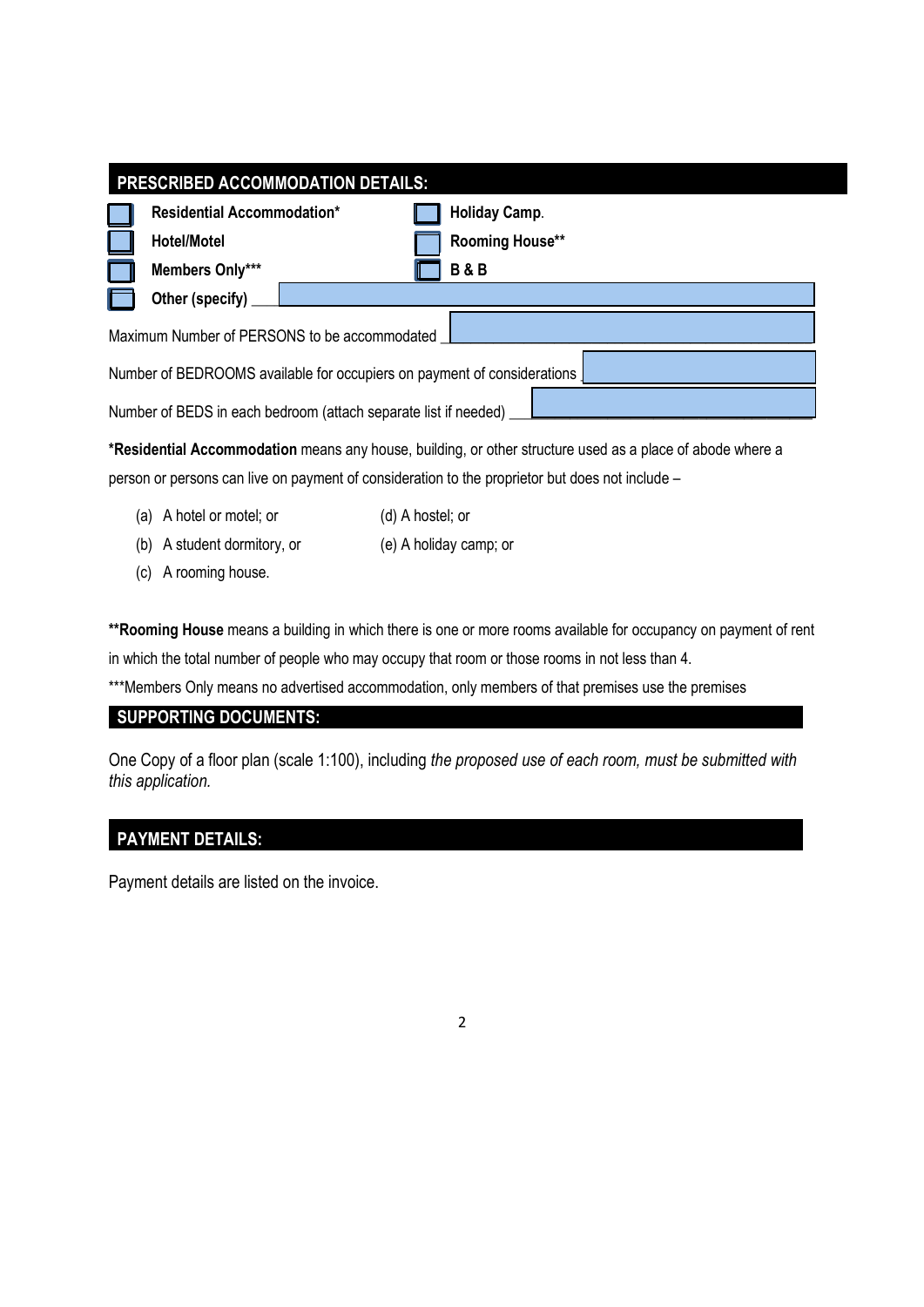## PRESCRIBED ACCOMMODATION DETAILS:

- ☐ **Residential Accommodation***
- ☐ **Holiday Camp**.
- ☐ **Hotel/Motel**
- ☐ **Rooming House****
- ☐ **Members Only*****
- ☐ **B & B**
- ☐ **Other (specify)** ____________________

Maximum Number of PERSONS to be accommodated ____________________

Number of BEDROOMS available for occupiers on payment of considerations ____________________

Number of BEDS in each bedroom (attach separate list if needed) ____________________

***Residential Accommodation** means any house, building, or other structure used as a place of abode where a person or persons can live on payment of consideration to the proprietor but does not include –

(a) A hotel or motel; or
(b) A student dormitory, or
(c) A rooming house.
(d) A hostel; or
(e) A holiday camp; or

****Rooming House** means a building in which there is one or more rooms available for occupancy on payment of rent in which the total number of people who may occupy that room or those rooms in not less than 4.

***Members Only means no advertised accommodation, only members of that premises use the premises

## SUPPORTING DOCUMENTS:

One Copy of a floor plan (scale 1:100), including *the proposed use of each room, must be submitted with this application.*

## PAYMENT DETAILS:

Payment details are listed on the invoice.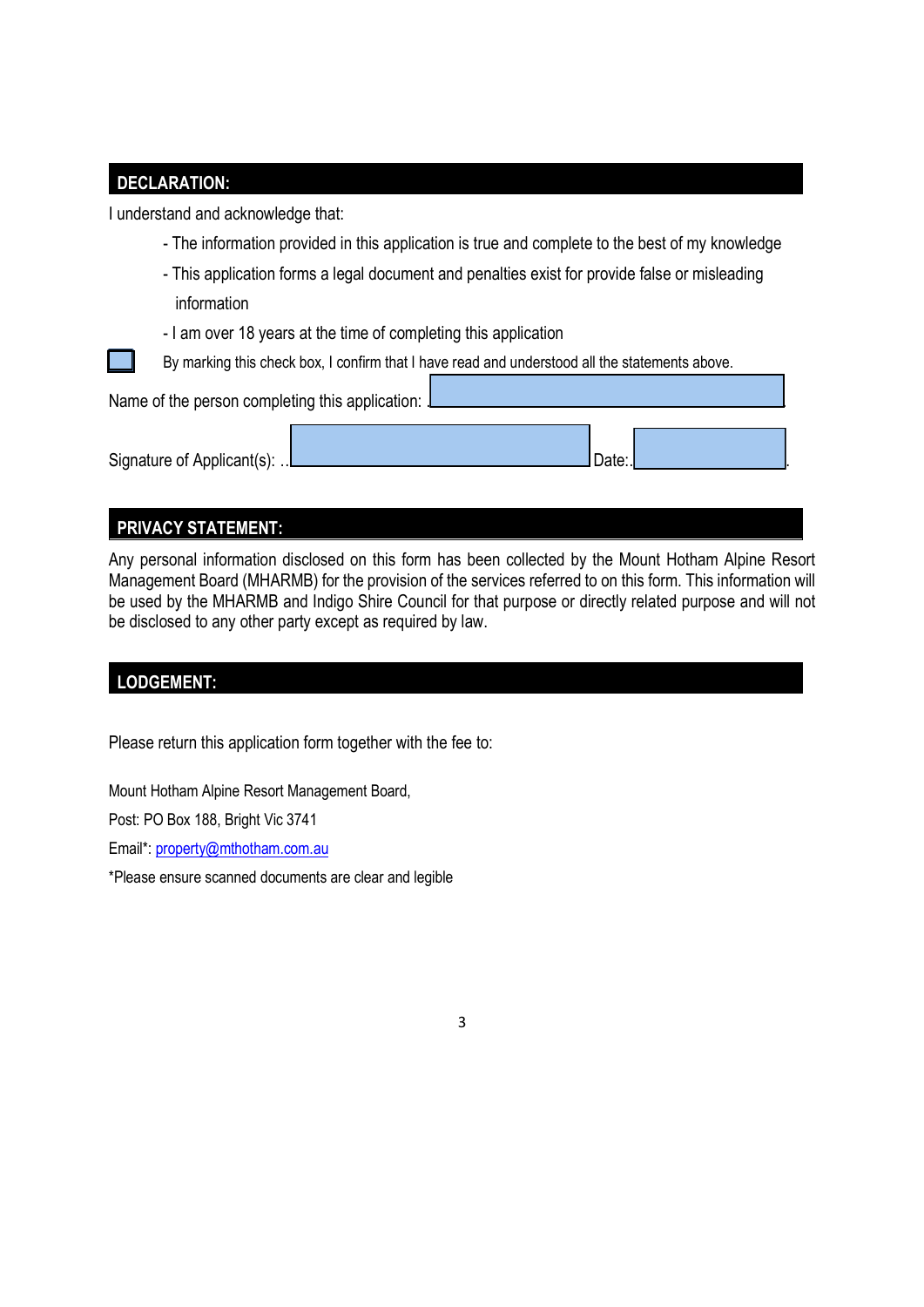## DECLARATION:

I understand and acknowledge that:

- The information provided in this application is true and complete to the best of my knowledge
- This application forms a legal document and penalties exist for provide false or misleading information
- I am over 18 years at the time of completing this application

☐ By marking this check box, I confirm that I have read and understood all the statements above.

Name of the person completing this application: ..............................

Signature of Applicant(s): ..............................  Date: ..............................

## PRIVACY STATEMENT:

Any personal information disclosed on this form has been collected by the Mount Hotham Alpine Resort Management Board (MHARMB) for the provision of the services referred to on this form. This information will be used by the MHARMB and Indigo Shire Council for that purpose or directly related purpose and will not be disclosed to any other party except as required by law.

## LODGEMENT:

Please return this application form together with the fee to:

Mount Hotham Alpine Resort Management Board,

Post: PO Box 188, Bright Vic 3741

Email*: property@mthotham.com.au

*Please ensure scanned documents are clear and legible